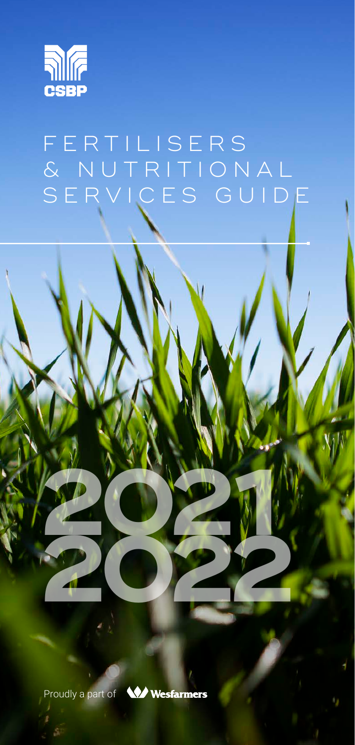CSBP

# FERTILISERS & NUTRITIONAL SERVICES GUIDE

2021
2022

Proudly a part of Wesfarmers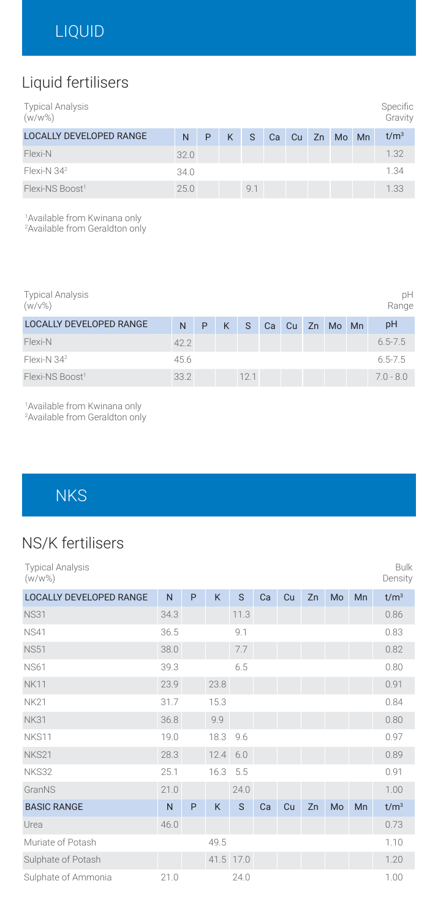# LIQUID

## Liquid fertilisers

| Typical Analysis (w/w%) | | | | | | | | | | Specific Gravity |
|---|---|---|---|---|---|---|---|---|---|---|
| LOCALLY DEVELOPED RANGE | N | P | K | S | Ca | Cu | Zn | Mo | Mn | t/m³ |
| Flexi-N | 32.0 | | | | | | | | | 1.32 |
| Flexi-N 34[2] | 34.0 | | | | | | | | | 1.34 |
| Flexi-NS Boost[1] | 25.0 | | | 9.1 | | | | | | 1.33 |

[1]Available from Kwinana only
[2]Available from Geraldton only

| Typical Analysis (w/v%) | | | | | | | | | | pH Range |
|---|---|---|---|---|---|---|---|---|---|---|
| LOCALLY DEVELOPED RANGE | N | P | K | S | Ca | Cu | Zn | Mo | Mn | pH |
| Flexi-N | 42.2 | | | | | | | | | 6.5-7.5 |
| Flexi-N 34[2] | 45.6 | | | | | | | | | 6.5-7.5 |
| Flexi-NS Boost[1] | 33.2 | | | 12.1 | | | | | | 7.0 - 8.0 |

[1]Available from Kwinana only
[2]Available from Geraldton only

# NKS

## NS/K fertilisers

| Typical Analysis (w/w%) | | | | | | | | | | Bulk Density |
|---|---|---|---|---|---|---|---|---|---|---|
| LOCALLY DEVELOPED RANGE | N | P | K | S | Ca | Cu | Zn | Mo | Mn | t/m³ |
| NS31 | 34.3 | | | 11.3 | | | | | | 0.86 |
| NS41 | 36.5 | | | 9.1 | | | | | | 0.83 |
| NS51 | 38.0 | | | 7.7 | | | | | | 0.82 |
| NS61 | 39.3 | | | 6.5 | | | | | | 0.80 |
| NK11 | 23.9 | | 23.8 | | | | | | | 0.91 |
| NK21 | 31.7 | | 15.3 | | | | | | | 0.84 |
| NK31 | 36.8 | | 9.9 | | | | | | | 0.80 |
| NKS11 | 19.0 | | 18.3 | 9.6 | | | | | | 0.97 |
| NKS21 | 28.3 | | 12.4 | 6.0 | | | | | | 0.89 |
| NKS32 | 25.1 | | 16.3 | 5.5 | | | | | | 0.91 |
| GranNS | 21.0 | | | 24.0 | | | | | | 1.00 |
| BASIC RANGE | N | P | K | S | Ca | Cu | Zn | Mo | Mn | t/m³ |
| Urea | 46.0 | | | | | | | | | 0.73 |
| Muriate of Potash | | | 49.5 | | | | | | | 1.10 |
| Sulphate of Potash | | | 41.5 | 17.0 | | | | | | 1.20 |
| Sulphate of Ammonia | 21.0 | | | 24.0 | | | | | | 1.00 |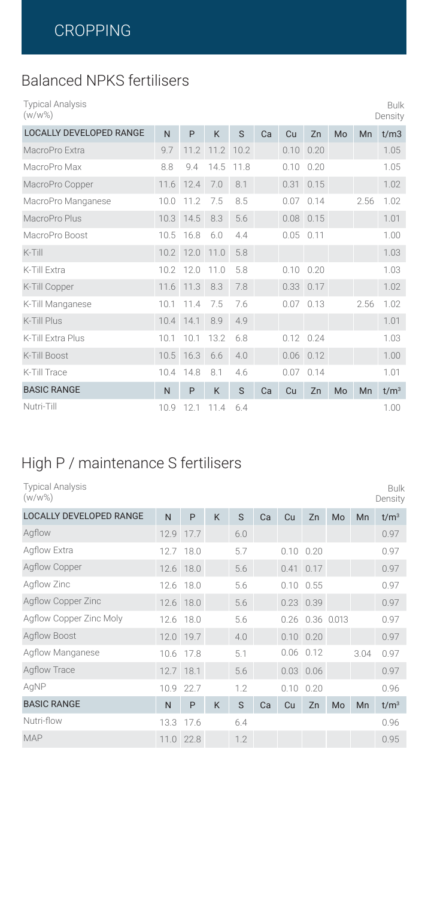# CROPPING

## Balanced NPKS fertilisers

| Typical Analysis (w/w%) | | | | | | | | | | Bulk Density |
|---|---|---|---|---|---|---|---|---|---|---|
| LOCALLY DEVELOPED RANGE | N | P | K | S | Ca | Cu | Zn | Mo | Mn | t/m3 |
| MacroPro Extra | 9.7 | 11.2 | 11.2 | 10.2 | | 0.10 | 0.20 | | | 1.05 |
| MacroPro Max | 8.8 | 9.4 | 14.5 | 11.8 | | 0.10 | 0.20 | | | 1.05 |
| MacroPro Copper | 11.6 | 12.4 | 7.0 | 8.1 | | 0.31 | 0.15 | | | 1.02 |
| MacroPro Manganese | 10.0 | 11.2 | 7.5 | 8.5 | | 0.07 | 0.14 | | 2.56 | 1.02 |
| MacroPro Plus | 10.3 | 14.5 | 8.3 | 5.6 | | 0.08 | 0.15 | | | 1.01 |
| MacroPro Boost | 10.5 | 16.8 | 6.0 | 4.4 | | 0.05 | 0.11 | | | 1.00 |
| K-Till | 10.2 | 12.0 | 11.0 | 5.8 | | | | | | 1.03 |
| K-Till Extra | 10.2 | 12.0 | 11.0 | 5.8 | | 0.10 | 0.20 | | | 1.03 |
| K-Till Copper | 11.6 | 11.3 | 8.3 | 7.8 | | 0.33 | 0.17 | | | 1.02 |
| K-Till Manganese | 10.1 | 11.4 | 7.5 | 7.6 | | 0.07 | 0.13 | | 2.56 | 1.02 |
| K-Till Plus | 10.4 | 14.1 | 8.9 | 4.9 | | | | | | 1.01 |
| K-Till Extra Plus | 10.1 | 10.1 | 13.2 | 6.8 | | 0.12 | 0.24 | | | 1.03 |
| K-Till Boost | 10.5 | 16.3 | 6.6 | 4.0 | | 0.06 | 0.12 | | | 1.00 |
| K-Till Trace | 10.4 | 14.8 | 8.1 | 4.6 | | 0.07 | 0.14 | | | 1.01 |
| BASIC RANGE | N | P | K | S | Ca | Cu | Zn | Mo | Mn | $t/m^3$ |
| Nutri-Till | 10.9 | 12.1 | 11.4 | 6.4 | | | | | | 1.00 |

## High P / maintenance S fertilisers

| Typical Analysis (w/w%) | | | | | | | | | | Bulk Density |
|---|---|---|---|---|---|---|---|---|---|---|
| LOCALLY DEVELOPED RANGE | N | P | K | S | Ca | Cu | Zn | Mo | Mn | $t/m^3$ |
| Agflow | 12.9 | 17.7 | | 6.0 | | | | | | 0.97 |
| Agflow Extra | 12.7 | 18.0 | | 5.7 | | 0.10 | 0.20 | | | 0.97 |
| Agflow Copper | 12.6 | 18.0 | | 5.6 | | 0.41 | 0.17 | | | 0.97 |
| Agflow Zinc | 12.6 | 18.0 | | 5.6 | | 0.10 | 0.55 | | | 0.97 |
| Agflow Copper Zinc | 12.6 | 18.0 | | 5.6 | | 0.23 | 0.39 | | | 0.97 |
| Agflow Copper Zinc Moly | 12.6 | 18.0 | | 5.6 | | 0.26 | 0.36 | 0.013 | | 0.97 |
| Agflow Boost | 12.0 | 19.7 | | 4.0 | | 0.10 | 0.20 | | | 0.97 |
| Agflow Manganese | 10.6 | 17.8 | | 5.1 | | 0.06 | 0.12 | | 3.04 | 0.97 |
| Agflow Trace | 12.7 | 18.1 | | 5.6 | | 0.03 | 0.06 | | | 0.97 |
| AgNP | 10.9 | 22.7 | | 1.2 | | 0.10 | 0.20 | | | 0.96 |
| BASIC RANGE | N | P | K | S | Ca | Cu | Zn | Mo | Mn | $t/m^3$ |
| Nutri-flow | 13.3 | 17.6 | | 6.4 | | | | | | 0.96 |
| MAP | 11.0 | 22.8 | | 1.2 | | | | | | 0.95 |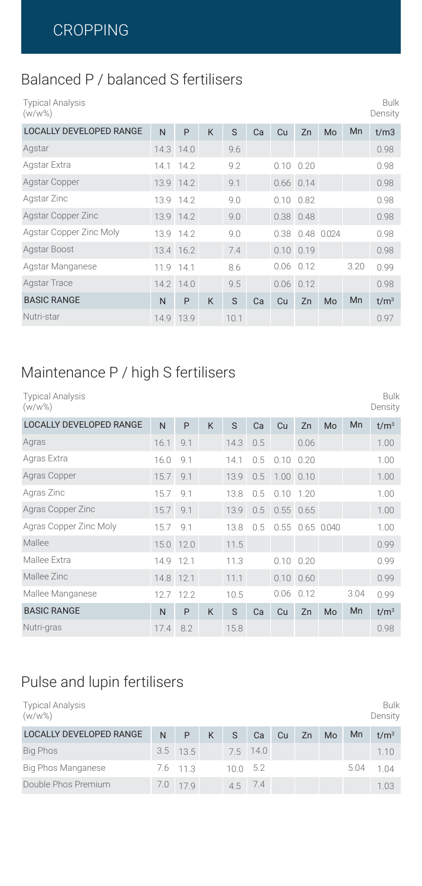# CROPPING

## Balanced P / balanced S fertilisers

| Typical Analysis (w/w%) | | | | | | | | | | Bulk Density |
|---|---|---|---|---|---|---|---|---|---|---|
| LOCALLY DEVELOPED RANGE | N | P | K | S | Ca | Cu | Zn | Mo | Mn | t/m3 |
| Agstar | 14.3 | 14.0 | | 9.6 | | | | | | 0.98 |
| Agstar Extra | 14.1 | 14.2 | | 9.2 | | 0.10 | 0.20 | | | 0.98 |
| Agstar Copper | 13.9 | 14.2 | | 9.1 | | 0.66 | 0.14 | | | 0.98 |
| Agstar Zinc | 13.9 | 14.2 | | 9.0 | | 0.10 | 0.82 | | | 0.98 |
| Agstar Copper Zinc | 13.9 | 14.2 | | 9.0 | | 0.38 | 0.48 | | | 0.98 |
| Agstar Copper Zinc Moly | 13.9 | 14.2 | | 9.0 | | 0.38 | 0.48 | 0.024 | | 0.98 |
| Agstar Boost | 13.4 | 16.2 | | 7.4 | | 0.10 | 0.19 | | | 0.98 |
| Agstar Manganese | 11.9 | 14.1 | | 8.6 | | 0.06 | 0.12 | | 3.20 | 0.99 |
| Agstar Trace | 14.2 | 14.0 | | 9.5 | | 0.06 | 0.12 | | | 0.98 |
| BASIC RANGE | N | P | K | S | Ca | Cu | Zn | Mo | Mn | $t/m^3$ |
| Nutri-star | 14.9 | 13.9 | | 10.1 | | | | | | 0.97 |

## Maintenance P / high S fertilisers

| Typical Analysis (w/w%) | | | | | | | | | | Bulk Density |
|---|---|---|---|---|---|---|---|---|---|---|
| LOCALLY DEVELOPED RANGE | N | P | K | S | Ca | Cu | Zn | Mo | Mn | $t/m^3$ |
| Agras | 16.1 | 9.1 | | 14.3 | 0.5 | | 0.06 | | | 1.00 |
| Agras Extra | 16.0 | 9.1 | | 14.1 | 0.5 | 0.10 | 0.20 | | | 1.00 |
| Agras Copper | 15.7 | 9.1 | | 13.9 | 0.5 | 1.00 | 0.10 | | | 1.00 |
| Agras Zinc | 15.7 | 9.1 | | 13.8 | 0.5 | 0.10 | 1.20 | | | 1.00 |
| Agras Copper Zinc | 15.7 | 9.1 | | 13.9 | 0.5 | 0.55 | 0.65 | | | 1.00 |
| Agras Copper Zinc Moly | 15.7 | 9.1 | | 13.8 | 0.5 | 0.55 | 0.65 | 0.040 | | 1.00 |
| Mallee | 15.0 | 12.0 | | 11.5 | | | | | | 0.99 |
| Mallee Extra | 14.9 | 12.1 | | 11.3 | | 0.10 | 0.20 | | | 0.99 |
| Mallee Zinc | 14.8 | 12.1 | | 11.1 | | 0.10 | 0.60 | | | 0.99 |
| Mallee Manganese | 12.7 | 12.2 | | 10.5 | | 0.06 | 0.12 | | 3.04 | 0.99 |
| BASIC RANGE | N | P | K | S | Ca | Cu | Zn | Mo | Mn | $t/m^3$ |
| Nutri-gras | 17.4 | 8.2 | | 15.8 | | | | | | 0.98 |

## Pulse and lupin fertilisers

| Typical Analysis (w/w%) | | | | | | | | | | Bulk Density |
|---|---|---|---|---|---|---|---|---|---|---|
| LOCALLY DEVELOPED RANGE | N | P | K | S | Ca | Cu | Zn | Mo | Mn | $t/m^3$ |
| Big Phos | 3.5 | 13.5 | | 7.5 | 14.0 | | | | | 1.10 |
| Big Phos Manganese | 7.6 | 11.3 | | 10.0 | 5.2 | | | | 5.04 | 1.04 |
| Double Phos Premium | 7.0 | 17.9 | | 4.5 | 7.4 | | | | | 1.03 |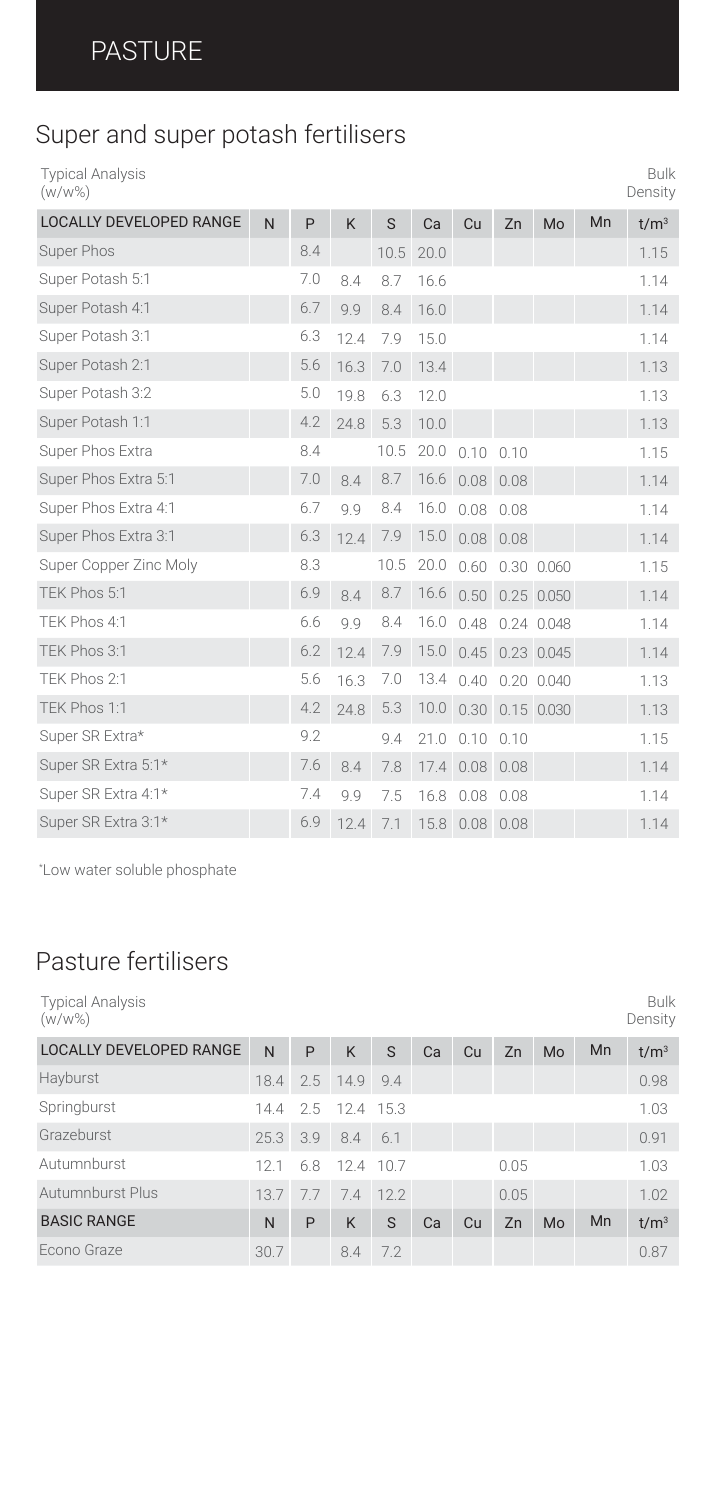# PASTURE

## Super and super potash fertilisers

Typical Analysis (w/w%) | Bulk Density

| LOCALLY DEVELOPED RANGE | N | P | K | S | Ca | Cu | Zn | Mo | Mn | t/m³ |
|---|---|---|---|---|---|---|---|---|---|---|
| Super Phos | | 8.4 | | 10.5 | 20.0 | | | | | 1.15 |
| Super Potash 5:1 | | 7.0 | 8.4 | 8.7 | 16.6 | | | | | 1.14 |
| Super Potash 4:1 | | 6.7 | 9.9 | 8.4 | 16.0 | | | | | 1.14 |
| Super Potash 3:1 | | 6.3 | 12.4 | 7.9 | 15.0 | | | | | 1.14 |
| Super Potash 2:1 | | 5.6 | 16.3 | 7.0 | 13.4 | | | | | 1.13 |
| Super Potash 3:2 | | 5.0 | 19.8 | 6.3 | 12.0 | | | | | 1.13 |
| Super Potash 1:1 | | 4.2 | 24.8 | 5.3 | 10.0 | | | | | 1.13 |
| Super Phos Extra | | 8.4 | | 10.5 | 20.0 | 0.10 | 0.10 | | | 1.15 |
| Super Phos Extra 5:1 | | 7.0 | 8.4 | 8.7 | 16.6 | 0.08 | 0.08 | | | 1.14 |
| Super Phos Extra 4:1 | | 6.7 | 9.9 | 8.4 | 16.0 | 0.08 | 0.08 | | | 1.14 |
| Super Phos Extra 3:1 | | 6.3 | 12.4 | 7.9 | 15.0 | 0.08 | 0.08 | | | 1.14 |
| Super Copper Zinc Moly | | 8.3 | | 10.5 | 20.0 | 0.60 | 0.30 | 0.060 | | 1.15 |
| TEK Phos 5:1 | | 6.9 | 8.4 | 8.7 | 16.6 | 0.50 | 0.25 | 0.050 | | 1.14 |
| TEK Phos 4:1 | | 6.6 | 9.9 | 8.4 | 16.0 | 0.48 | 0.24 | 0.048 | | 1.14 |
| TEK Phos 3:1 | | 6.2 | 12.4 | 7.9 | 15.0 | 0.45 | 0.23 | 0.045 | | 1.14 |
| TEK Phos 2:1 | | 5.6 | 16.3 | 7.0 | 13.4 | 0.40 | 0.20 | 0.040 | | 1.13 |
| TEK Phos 1:1 | | 4.2 | 24.8 | 5.3 | 10.0 | 0.30 | 0.15 | 0.030 | | 1.13 |
| Super SR Extra* | | 9.2 | | 9.4 | 21.0 | 0.10 | 0.10 | | | 1.15 |
| Super SR Extra 5:1* | | 7.6 | 8.4 | 7.8 | 17.4 | 0.08 | 0.08 | | | 1.14 |
| Super SR Extra 4:1* | | 7.4 | 9.9 | 7.5 | 16.8 | 0.08 | 0.08 | | | 1.14 |
| Super SR Extra 3:1* | | 6.9 | 12.4 | 7.1 | 15.8 | 0.08 | 0.08 | | | 1.14 |

*Low water soluble phosphate

## Pasture fertilisers

Typical Analysis (w/w%) | Bulk Density

| LOCALLY DEVELOPED RANGE | N | P | K | S | Ca | Cu | Zn | Mo | Mn | t/m³ |
|---|---|---|---|---|---|---|---|---|---|---|
| Hayburst | 18.4 | 2.5 | 14.9 | 9.4 | | | | | | 0.98 |
| Springburst | 14.4 | 2.5 | 12.4 | 15.3 | | | | | | 1.03 |
| Grazeburst | 25.3 | 3.9 | 8.4 | 6.1 | | | | | | 0.91 |
| Autumnburst | 12.1 | 6.8 | 12.4 | 10.7 | | | 0.05 | | | 1.03 |
| Autumnburst Plus | 13.7 | 7.7 | 7.4 | 12.2 | | | 0.05 | | | 1.02 |
| **BASIC RANGE** | **N** | **P** | **K** | **S** | **Ca** | **Cu** | **Zn** | **Mo** | **Mn** | **t/m³** |
| Econo Graze | 30.7 | | 8.4 | 7.2 | | | | | | 0.87 |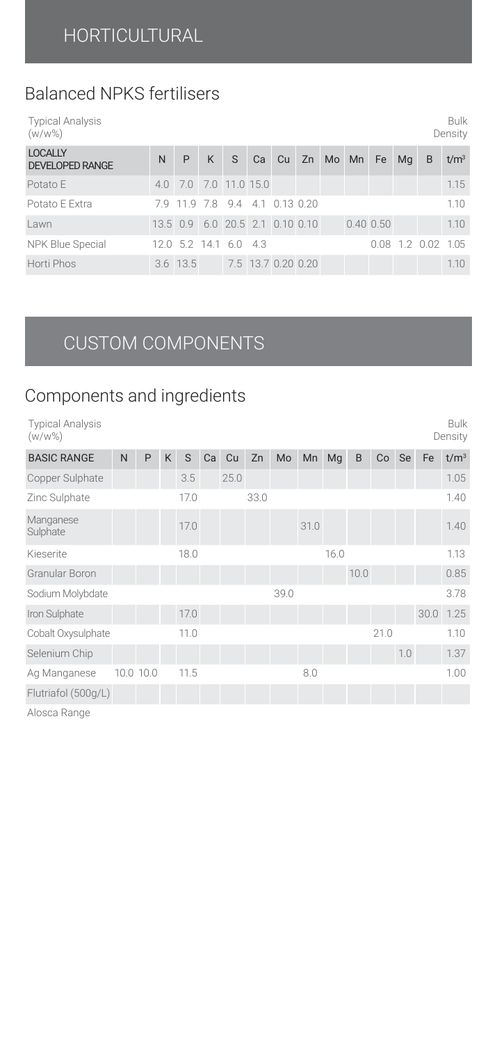# HORTICULTURAL

## Balanced NPKS fertilisers

Typical Analysis (w/w%) — Bulk Density

| LOCALLY DEVELOPED RANGE | N | P | K | S | Ca | Cu | Zn | Mo | Mn | Fe | Mg | B | t/m³ |
|---|---|---|---|---|---|---|---|---|---|---|---|---|---|
| Potato E | 4.0 | 7.0 | 7.0 | 11.0 | 15.0 | | | | | | | | 1.15 |
| Potato E Extra | 7.9 | 11.9 | 7.8 | 9.4 | 4.1 | 0.13 | 0.20 | | | | | | 1.10 |
| Lawn | 13.5 | 0.9 | 6.0 | 20.5 | 2.1 | 0.10 | 0.10 | | 0.40 | 0.50 | | | 1.10 |
| NPK Blue Special | 12.0 | 5.2 | 14.1 | 6.0 | 4.3 | | | | | 0.08 | 1.2 | 0.02 | 1.05 |
| Horti Phos | 3.6 | 13.5 | | 7.5 | 13.7 | 0.20 | 0.20 | | | | | | 1.10 |

# CUSTOM COMPONENTS

## Components and ingredients

Typical Analysis (w/w%) — Bulk Density

| BASIC RANGE | N | P | K | S | Ca | Cu | Zn | Mo | Mn | Mg | B | Co | Se | Fe | t/m³ |
|---|---|---|---|---|---|---|---|---|---|---|---|---|---|---|---|
| Copper Sulphate | | | | 3.5 | | 25.0 | | | | | | | | | 1.05 |
| Zinc Sulphate | | | | 17.0 | | | 33.0 | | | | | | | | 1.40 |
| Manganese Sulphate | | | | 17.0 | | | | | 31.0 | | | | | | 1.40 |
| Kieserite | | | | 18.0 | | | | | | 16.0 | | | | | 1.13 |
| Granular Boron | | | | | | | | | | | 10.0 | | | | 0.85 |
| Sodium Molybdate | | | | | | | | 39.0 | | | | | | | 3.78 |
| Iron Sulphate | | | | 17.0 | | | | | | | | | | 30.0 | 1.25 |
| Cobalt Oxysulphate | | | | 11.0 | | | | | | | | 21.0 | | | 1.10 |
| Selenium Chip | | | | | | | | | | | | | 1.0 | | 1.37 |
| Ag Manganese | 10.0 | 10.0 | | 11.5 | | | | | 8.0 | | | | | | 1.00 |
| Flutriafol (500g/L) | | | | | | | | | | | | | | | |

Alosca Range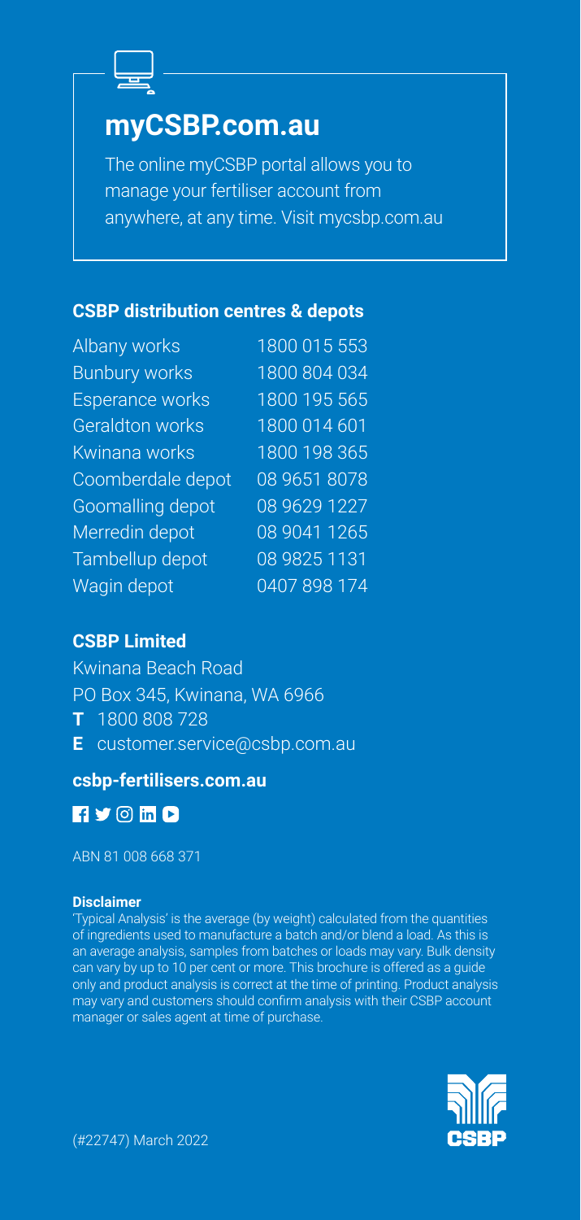## myCSBP.com.au

The online myCSBP portal allows you to manage your fertiliser account from anywhere, at any time. Visit mycsbp.com.au

### CSBP distribution centres & depots

| | |
|---|---|
| Albany works | 1800 015 553 |
| Bunbury works | 1800 804 034 |
| Esperance works | 1800 195 565 |
| Geraldton works | 1800 014 601 |
| Kwinana works | 1800 198 365 |
| Coomberdale depot | 08 9651 8078 |
| Goomalling depot | 08 9629 1227 |
| Merredin depot | 08 9041 1265 |
| Tambellup depot | 08 9825 1131 |
| Wagin depot | 0407 898 174 |

### CSBP Limited

Kwinana Beach Road
PO Box 345, Kwinana, WA 6966
**T** 1800 808 728
**E** customer.service@csbp.com.au

### csbp-fertilisers.com.au

ABN 81 008 668 371

**Disclaimer**
'Typical Analysis' is the average (by weight) calculated from the quantities of ingredients used to manufacture a batch and/or blend a load. As this is an average analysis, samples from batches or loads may vary. Bulk density can vary by up to 10 per cent or more. This brochure is offered as a guide only and product analysis is correct at the time of printing. Product analysis may vary and customers should confirm analysis with their CSBP account manager or sales agent at time of purchase.

(#22747) March 2022